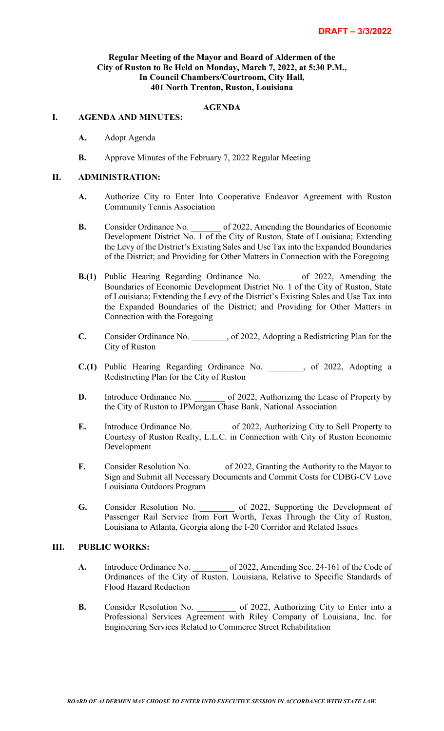**DRAFT – 3/3/2022**

**Regular Meeting of the Mayor and Board of Aldermen of the City of Ruston to Be Held on Monday, March 7, 2022, at 5:30 P.M., In Council Chambers/Courtroom, City Hall, 401 North Trenton, Ruston, Louisiana**

## AGENDA

## I. AGENDA AND MINUTES:

**A.** Adopt Agenda

**B.** Approve Minutes of the February 7, 2022 Regular Meeting

## II. ADMINISTRATION:

**A.** Authorize City to Enter Into Cooperative Endeavor Agreement with Ruston Community Tennis Association

**B.** Consider Ordinance No. _______ of 2022, Amending the Boundaries of Economic Development District No. 1 of the City of Ruston, State of Louisiana; Extending the Levy of the District's Existing Sales and Use Tax into the Expanded Boundaries of the District; and Providing for Other Matters in Connection with the Foregoing

**B.(1)** Public Hearing Regarding Ordinance No. _______ of 2022, Amending the Boundaries of Economic Development District No. 1 of the City of Ruston, State of Louisiana; Extending the Levy of the District's Existing Sales and Use Tax into the Expanded Boundaries of the District; and Providing for Other Matters in Connection with the Foregoing

**C.** Consider Ordinance No. ________, of 2022, Adopting a Redistricting Plan for the City of Ruston

**C.(1)** Public Hearing Regarding Ordinance No. ________, of 2022, Adopting a Redistricting Plan for the City of Ruston

**D.** Introduce Ordinance No. _______ of 2022, Authorizing the Lease of Property by the City of Ruston to JPMorgan Chase Bank, National Association

**E.** Introduce Ordinance No. ________ of 2022, Authorizing City to Sell Property to Courtesy of Ruston Realty, L.L.C. in Connection with City of Ruston Economic Development

**F.** Consider Resolution No. _______ of 2022, Granting the Authority to the Mayor to Sign and Submit all Necessary Documents and Commit Costs for CDBG-CV Love Louisiana Outdoors Program

**G.** Consider Resolution No. ________ of 2022, Supporting the Development of Passenger Rail Service from Fort Worth, Texas Through the City of Ruston, Louisiana to Atlanta, Georgia along the I-20 Corridor and Related Issues

## III. PUBLIC WORKS:

**A.** Introduce Ordinance No. ________ of 2022, Amending Sec. 24-161 of the Code of Ordinances of the City of Ruston, Louisiana, Relative to Specific Standards of Flood Hazard Reduction

**B.** Consider Resolution No. _________ of 2022, Authorizing City to Enter into a Professional Services Agreement with Riley Company of Louisiana, Inc. for Engineering Services Related to Commerce Street Rehabilitation

***BOARD OF ALDERMEN MAY CHOOSE TO ENTER INTO EXECUTIVE SESSION IN ACCORDANCE WITH STATE LAW.***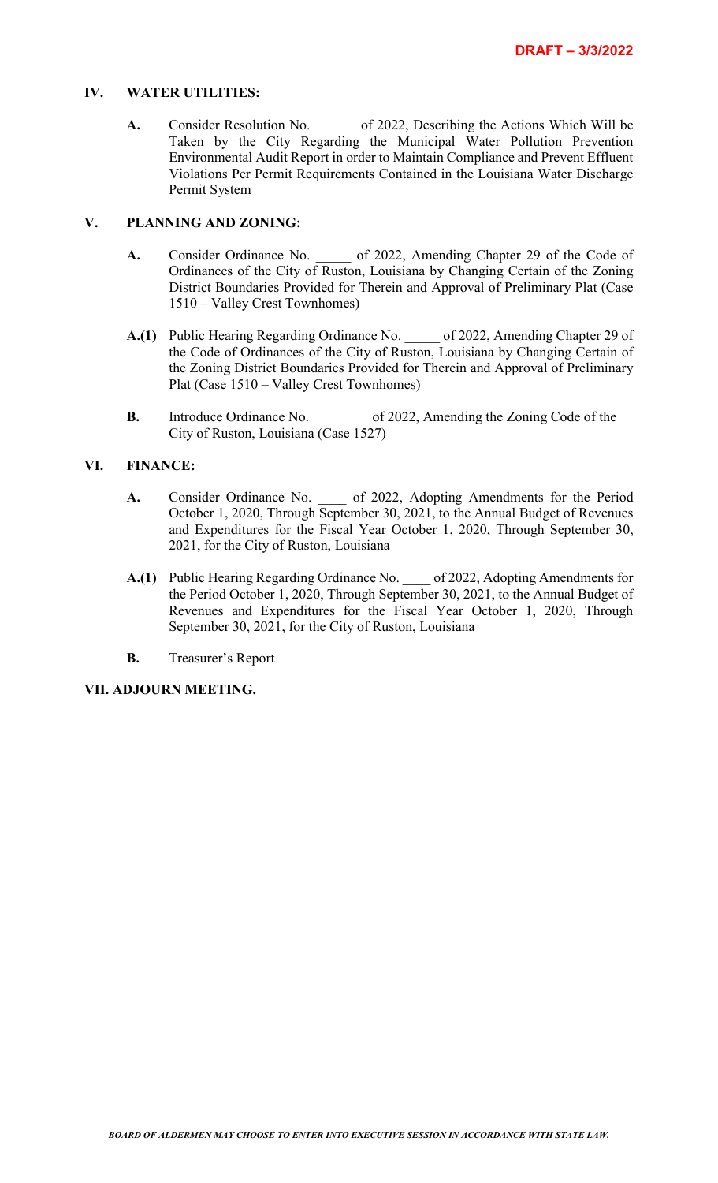**DRAFT – 3/3/2022**

## IV. WATER UTILITIES:

**A.** Consider Resolution No. ______ of 2022, Describing the Actions Which Will be Taken by the City Regarding the Municipal Water Pollution Prevention Environmental Audit Report in order to Maintain Compliance and Prevent Effluent Violations Per Permit Requirements Contained in the Louisiana Water Discharge Permit System

## V. PLANNING AND ZONING:

**A.** Consider Ordinance No. _____ of 2022, Amending Chapter 29 of the Code of Ordinances of the City of Ruston, Louisiana by Changing Certain of the Zoning District Boundaries Provided for Therein and Approval of Preliminary Plat (Case 1510 – Valley Crest Townhomes)

**A.(1)** Public Hearing Regarding Ordinance No. _____ of 2022, Amending Chapter 29 of the Code of Ordinances of the City of Ruston, Louisiana by Changing Certain of the Zoning District Boundaries Provided for Therein and Approval of Preliminary Plat (Case 1510 – Valley Crest Townhomes)

**B.** Introduce Ordinance No. ________ of 2022, Amending the Zoning Code of the City of Ruston, Louisiana (Case 1527)

## VI. FINANCE:

**A.** Consider Ordinance No. ____ of 2022, Adopting Amendments for the Period October 1, 2020, Through September 30, 2021, to the Annual Budget of Revenues and Expenditures for the Fiscal Year October 1, 2020, Through September 30, 2021, for the City of Ruston, Louisiana

**A.(1)** Public Hearing Regarding Ordinance No. ____ of 2022, Adopting Amendments for the Period October 1, 2020, Through September 30, 2021, to the Annual Budget of Revenues and Expenditures for the Fiscal Year October 1, 2020, Through September 30, 2021, for the City of Ruston, Louisiana

**B.** Treasurer's Report

## VII. ADJOURN MEETING.

***BOARD OF ALDERMEN MAY CHOOSE TO ENTER INTO EXECUTIVE SESSION IN ACCORDANCE WITH STATE LAW.***